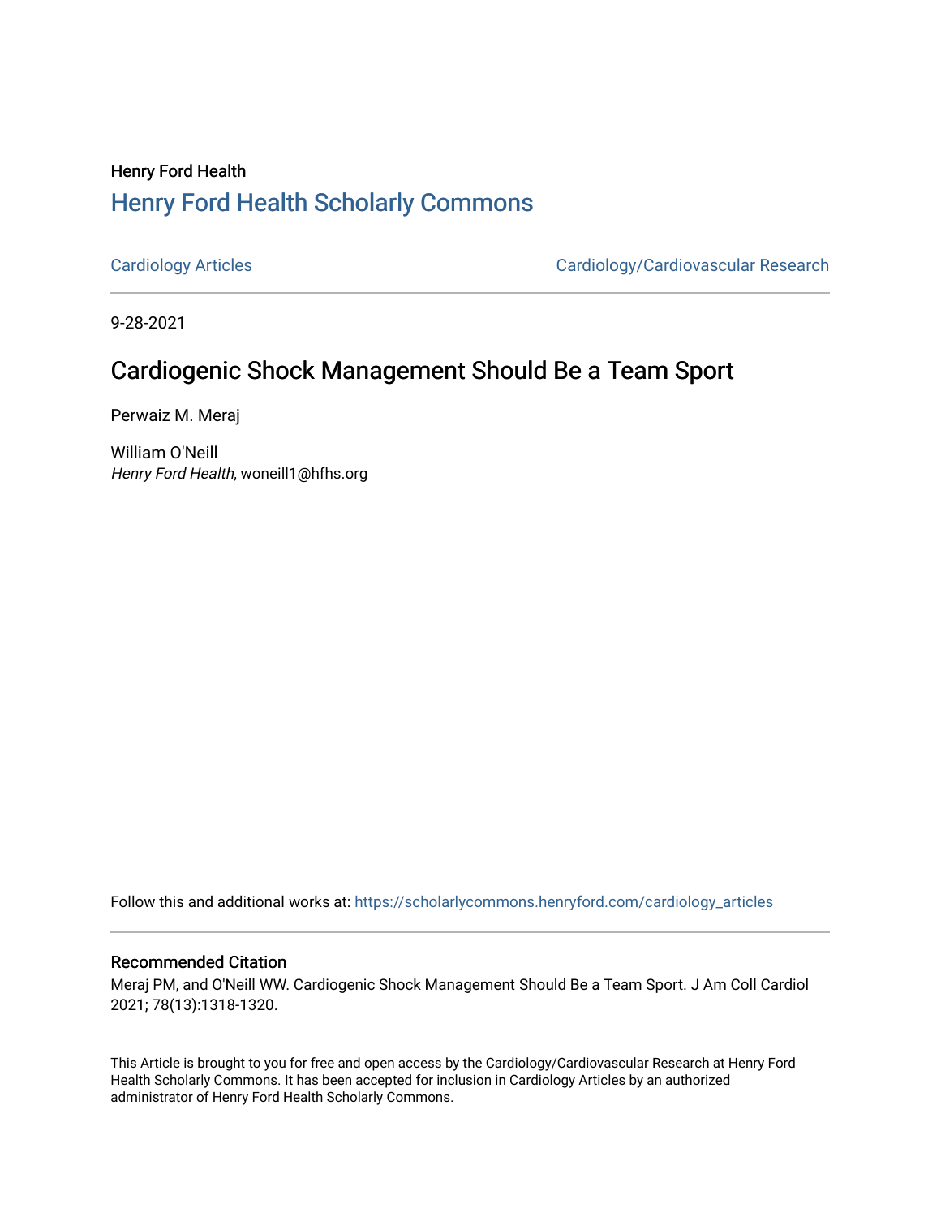Henry Ford Health

## Henry Ford Health Scholarly Commons

Cardiology Articles | Cardiology/Cardiovascular Research

9-28-2021

# Cardiogenic Shock Management Should Be a Team Sport

Perwaiz M. Meraj

William O'Neill
*Henry Ford Health*, woneill1@hfhs.org

Follow this and additional works at: https://scholarlycommons.henryford.com/cardiology_articles

### Recommended Citation

Meraj PM, and O'Neill WW. Cardiogenic Shock Management Should Be a Team Sport. J Am Coll Cardiol 2021; 78(13):1318-1320.

This Article is brought to you for free and open access by the Cardiology/Cardiovascular Research at Henry Ford Health Scholarly Commons. It has been accepted for inclusion in Cardiology Articles by an authorized administrator of Henry Ford Health Scholarly Commons.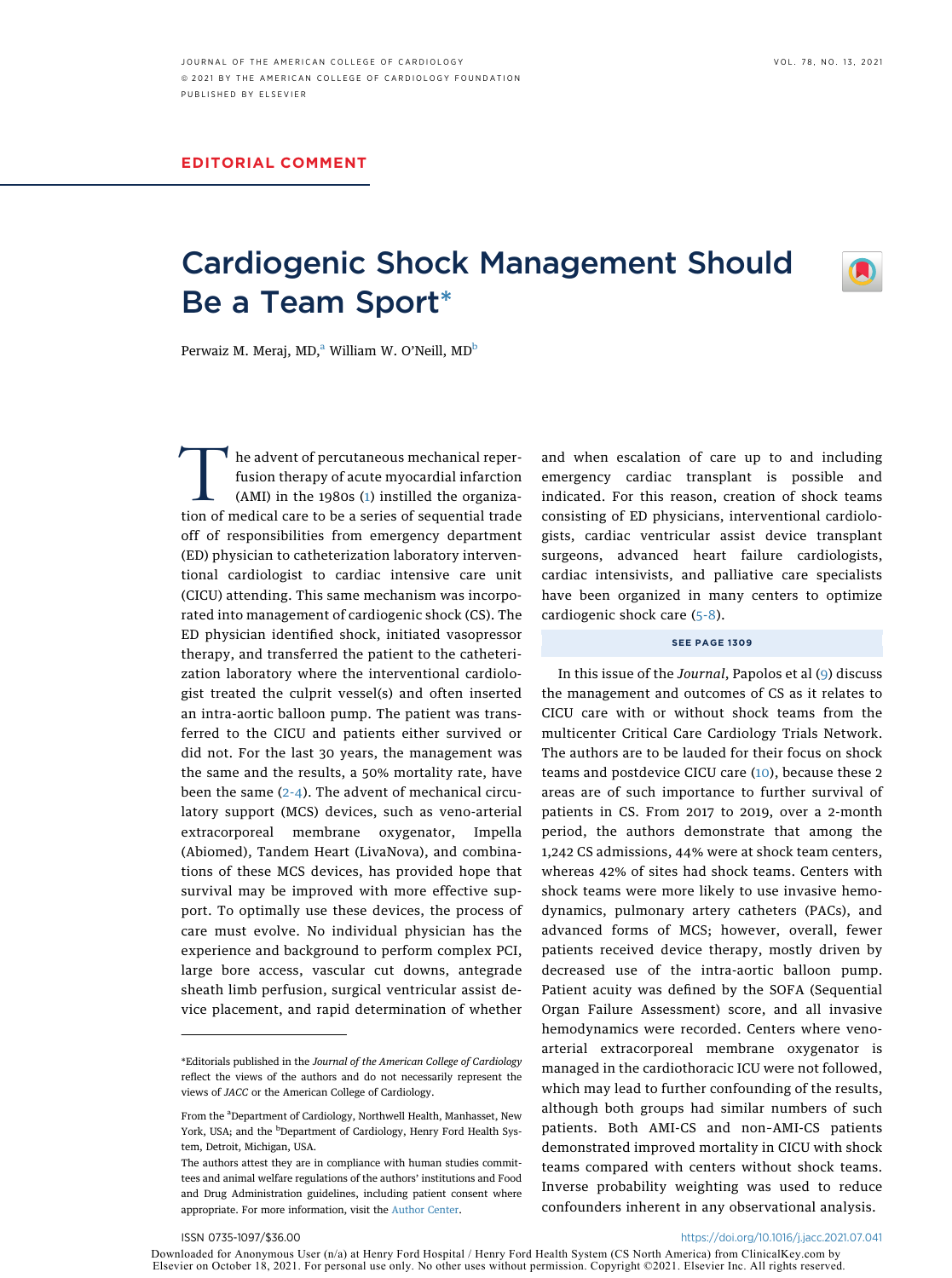EDITORIAL COMMENT

# Cardiogenic Shock Management Should Be a Team Sport*

Perwaiz M. Meraj, MD,[a] William W. O'Neill, MD[b]

The advent of percutaneous mechanical reperfusion therapy of acute myocardial infarction (AMI) in the 1980s (1) instilled the organization of medical care to be a series of sequential trade off of responsibilities from emergency department (ED) physician to catheterization laboratory interventional cardiologist to cardiac intensive care unit (CICU) attending. This same mechanism was incorporated into management of cardiogenic shock (CS). The ED physician identified shock, initiated vasopressor therapy, and transferred the patient to the catheterization laboratory where the interventional cardiologist treated the culprit vessel(s) and often inserted an intra-aortic balloon pump. The patient was transferred to the CICU and patients either survived or did not. For the last 30 years, the management was the same and the results, a 50% mortality rate, have been the same (2-4). The advent of mechanical circulatory support (MCS) devices, such as veno-arterial extracorporeal membrane oxygenator, Impella (Abiomed), Tandem Heart (LivaNova), and combinations of these MCS devices, has provided hope that survival may be improved with more effective support. To optimally use these devices, the process of care must evolve. No individual physician has the experience and background to perform complex PCI, large bore access, vascular cut downs, antegrade sheath limb perfusion, surgical ventricular assist device placement, and rapid determination of whether and when escalation of care up to and including emergency cardiac transplant is possible and indicated. For this reason, creation of shock teams consisting of ED physicians, interventional cardiologists, cardiac ventricular assist device transplant surgeons, advanced heart failure cardiologists, cardiac intensivists, and palliative care specialists have been organized in many centers to optimize cardiogenic shock care (5-8).

SEE PAGE 1309

In this issue of the *Journal*, Papolos et al (9) discuss the management and outcomes of CS as it relates to CICU care with or without shock teams from the multicenter Critical Care Cardiology Trials Network. The authors are to be lauded for their focus on shock teams and postdevice CICU care (10), because these 2 areas are of such importance to further survival of patients in CS. From 2017 to 2019, over a 2-month period, the authors demonstrate that among the 1,242 CS admissions, 44% were at shock team centers, whereas 42% of sites had shock teams. Centers with shock teams were more likely to use invasive hemodynamics, pulmonary artery catheters (PACs), and advanced forms of MCS; however, overall, fewer patients received device therapy, mostly driven by decreased use of the intra-aortic balloon pump. Patient acuity was defined by the SOFA (Sequential Organ Failure Assessment) score, and all invasive hemodynamics were recorded. Centers where veno-arterial extracorporeal membrane oxygenator is managed in the cardiothoracic ICU were not followed, which may lead to further confounding of the results, although both groups had similar numbers of such patients. Both AMI-CS and non-AMI-CS patients demonstrated improved mortality in CICU with shock teams compared with centers without shock teams. Inverse probability weighting was used to reduce confounders inherent in any observational analysis.

*Editorials published in the *Journal of the American College of Cardiology* reflect the views of the authors and do not necessarily represent the views of *JACC* or the American College of Cardiology.

From the [a]Department of Cardiology, Northwell Health, Manhasset, New York, USA; and the [b]Department of Cardiology, Henry Ford Health System, Detroit, Michigan, USA.

The authors attest they are in compliance with human studies committees and animal welfare regulations of the authors' institutions and Food and Drug Administration guidelines, including patient consent where appropriate. For more information, visit the Author Center.

ISSN 0735-1097/$36.00

https://doi.org/10.1016/j.jacc.2021.07.041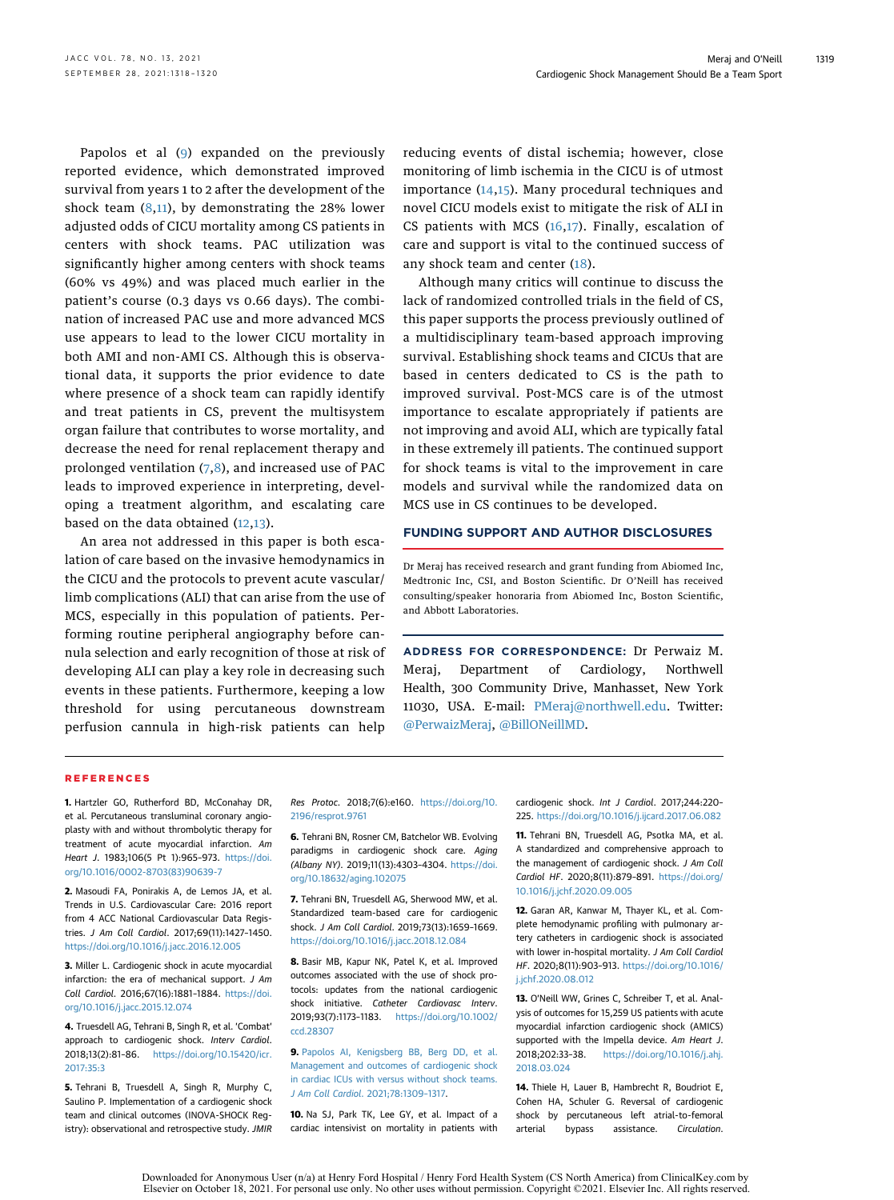Papolos et al (9) expanded on the previously reported evidence, which demonstrated improved survival from years 1 to 2 after the development of the shock team (8,11), by demonstrating the 28% lower adjusted odds of CICU mortality among CS patients in centers with shock teams. PAC utilization was significantly higher among centers with shock teams (60% vs 49%) and was placed much earlier in the patient's course (0.3 days vs 0.66 days). The combination of increased PAC use and more advanced MCS use appears to lead to the lower CICU mortality in both AMI and non-AMI CS. Although this is observational data, it supports the prior evidence to date where presence of a shock team can rapidly identify and treat patients in CS, prevent the multisystem organ failure that contributes to worse mortality, and decrease the need for renal replacement therapy and prolonged ventilation (7,8), and increased use of PAC leads to improved experience in interpreting, developing a treatment algorithm, and escalating care based on the data obtained (12,13).

An area not addressed in this paper is both escalation of care based on the invasive hemodynamics in the CICU and the protocols to prevent acute vascular/limb complications (ALI) that can arise from the use of MCS, especially in this population of patients. Performing routine peripheral angiography before cannula selection and early recognition of those at risk of developing ALI can play a key role in decreasing such events in these patients. Furthermore, keeping a low threshold for using percutaneous downstream perfusion cannula in high-risk patients can help reducing events of distal ischemia; however, close monitoring of limb ischemia in the CICU is of utmost importance (14,15). Many procedural techniques and novel CICU models exist to mitigate the risk of ALI in CS patients with MCS (16,17). Finally, escalation of care and support is vital to the continued success of any shock team and center (18).

Although many critics will continue to discuss the lack of randomized controlled trials in the field of CS, this paper supports the process previously outlined of a multidisciplinary team-based approach improving survival. Establishing shock teams and CICUs that are based in centers dedicated to CS is the path to improved survival. Post-MCS care is of the utmost importance to escalate appropriately if patients are not improving and avoid ALI, which are typically fatal in these extremely ill patients. The continued support for shock teams is vital to the improvement in care models and survival while the randomized data on MCS use in CS continues to be developed.

## FUNDING SUPPORT AND AUTHOR DISCLOSURES

Dr Meraj has received research and grant funding from Abiomed Inc, Medtronic Inc, CSI, and Boston Scientific. Dr O'Neill has received consulting/speaker honoraria from Abiomed Inc, Boston Scientific, and Abbott Laboratories.

**ADDRESS FOR CORRESPONDENCE:** Dr Perwaiz M. Meraj, Department of Cardiology, Northwell Health, 300 Community Drive, Manhasset, New York 11030, USA. E-mail: PMeraj@northwell.edu. Twitter: @PerwaizMeraj, @BillONeillMD.

## REFERENCES

**1.** Hartzler GO, Rutherford BD, McConahay DR, et al. Percutaneous transluminal coronary angioplasty with and without thrombolytic therapy for treatment of acute myocardial infarction. *Am Heart J*. 1983;106(5 Pt 1):965–973. https://doi.org/10.1016/0002-8703(83)90639-7

**2.** Masoudi FA, Ponirakis A, de Lemos JA, et al. Trends in U.S. Cardiovascular Care: 2016 report from 4 ACC National Cardiovascular Data Registries. *J Am Coll Cardiol*. 2017;69(11):1427–1450. https://doi.org/10.1016/j.jacc.2016.12.005

**3.** Miller L. Cardiogenic shock in acute myocardial infarction: the era of mechanical support. *J Am Coll Cardiol*. 2016;67(16):1881–1884. https://doi.org/10.1016/j.jacc.2015.12.074

**4.** Truesdell AG, Tehrani B, Singh R, et al. 'Combat' approach to cardiogenic shock. *Interv Cardiol*. 2018;13(2):81–86. https://doi.org/10.15420/icr.2017:35:3

**5.** Tehrani B, Truesdell A, Singh R, Murphy C, Saulino P. Implementation of a cardiogenic shock team and clinical outcomes (INOVA-SHOCK Registry): observational and retrospective study. *JMIR Res Protoc*. 2018;7(6):e160. https://doi.org/10.2196/resprot.9761

**6.** Tehrani BN, Rosner CM, Batchelor WB. Evolving paradigms in cardiogenic shock care. *Aging (Albany NY)*. 2019;11(13):4303–4304. https://doi.org/10.18632/aging.102075

**7.** Tehrani BN, Truesdell AG, Sherwood MW, et al. Standardized team-based care for cardiogenic shock. *J Am Coll Cardiol*. 2019;73(13):1659–1669. https://doi.org/10.1016/j.jacc.2018.12.084

**8.** Basir MB, Kapur NK, Patel K, et al. Improved outcomes associated with the use of shock protocols: updates from the national cardiogenic shock initiative. *Catheter Cardiovasc Interv*. 2019;93(7):1173–1183. https://doi.org/10.1002/ccd.28307

**9.** Papolos AI, Kenigsberg BB, Berg DD, et al. Management and outcomes of cardiogenic shock in cardiac ICUs with versus without shock teams. *J Am Coll Cardiol*. 2021;78:1309–1317.

**10.** Na SJ, Park TK, Lee GY, et al. Impact of a cardiac intensivist on mortality in patients with cardiogenic shock. *Int J Cardiol*. 2017;244:220–225. https://doi.org/10.1016/j.ijcard.2017.06.082

**11.** Tehrani BN, Truesdell AG, Psotka MA, et al. A standardized and comprehensive approach to the management of cardiogenic shock. *J Am Coll Cardiol HF*. 2020;8(11):879–891. https://doi.org/10.1016/j.jchf.2020.09.005

**12.** Garan AR, Kanwar M, Thayer KL, et al. Complete hemodynamic profiling with pulmonary artery catheters in cardiogenic shock is associated with lower in-hospital mortality. *J Am Coll Cardiol HF*. 2020;8(11):903–913. https://doi.org/10.1016/j.jchf.2020.08.012

**13.** O'Neill WW, Grines C, Schreiber T, et al. Analysis of outcomes for 15,259 US patients with acute myocardial infarction cardiogenic shock (AMICS) supported with the Impella device. *Am Heart J*. 2018;202:33–38. https://doi.org/10.1016/j.ahj.2018.03.024

**14.** Thiele H, Lauer B, Hambrecht R, Boudriot E, Cohen HA, Schuler G. Reversal of cardiogenic shock by percutaneous left atrial-to-femoral arterial bypass assistance. *Circulation*.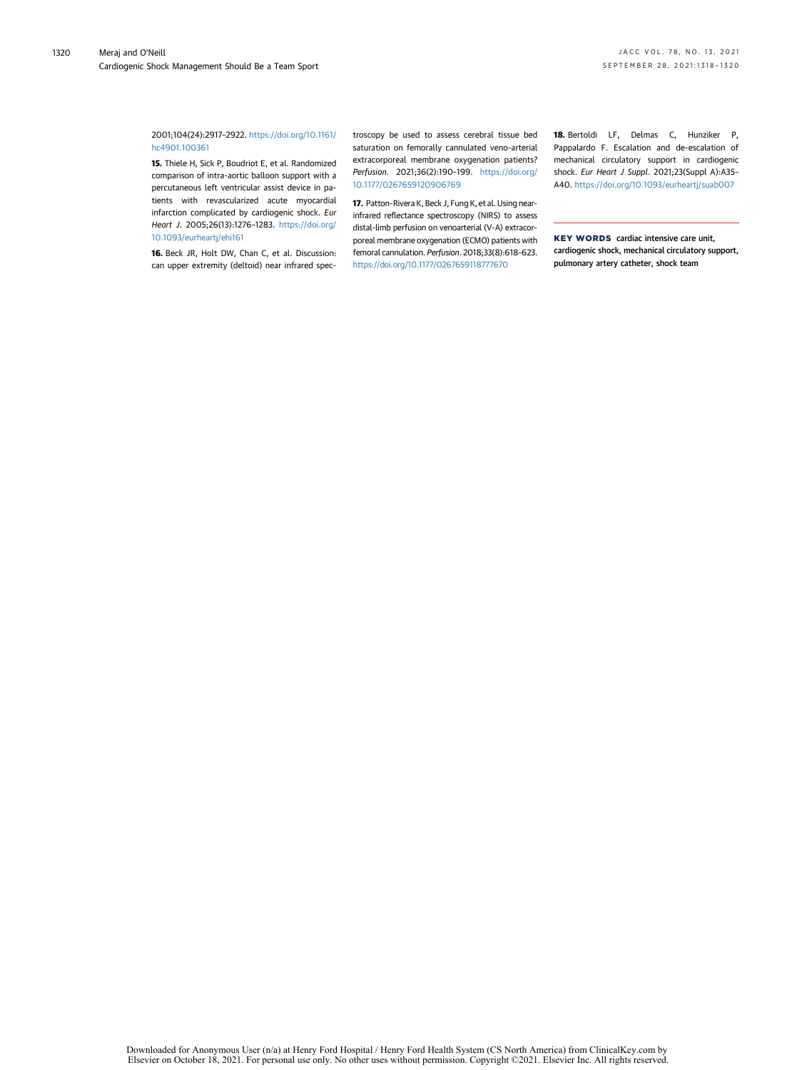2001;104(24):2917–2922. https://doi.org/10.1161/hc4901.100361

**15.** Thiele H, Sick P, Boudriot E, et al. Randomized comparison of intra-aortic balloon support with a percutaneous left ventricular assist device in patients with revascularized acute myocardial infarction complicated by cardiogenic shock. *Eur Heart J*. 2005;26(13):1276–1283. https://doi.org/10.1093/eurheartj/ehi161

**16.** Beck JR, Holt DW, Chan C, et al. Discussion: can upper extremity (deltoid) near infrared spectroscopy be used to assess cerebral tissue bed saturation on femorally cannulated veno-arterial extracorporeal membrane oxygenation patients? *Perfusion*. 2021;36(2):190–199. https://doi.org/10.1177/0267659120906769

**17.** Patton-Rivera K, Beck J, Fung K, et al. Using near-infrared reflectance spectroscopy (NIRS) to assess distal-limb perfusion on venoarterial (V-A) extracorporeal membrane oxygenation (ECMO) patients with femoral cannulation. *Perfusion*. 2018;33(8):618–623. https://doi.org/10.1177/0267659118777670

**18.** Bertoldi LF, Delmas C, Hunziker P, Pappalardo F. Escalation and de-escalation of mechanical circulatory support in cardiogenic shock. *Eur Heart J Suppl*. 2021;23(Suppl A):A35–A40. https://doi.org/10.1093/eurheartj/suab007

---

**KEY WORDS** cardiac intensive care unit, cardiogenic shock, mechanical circulatory support, pulmonary artery catheter, shock team